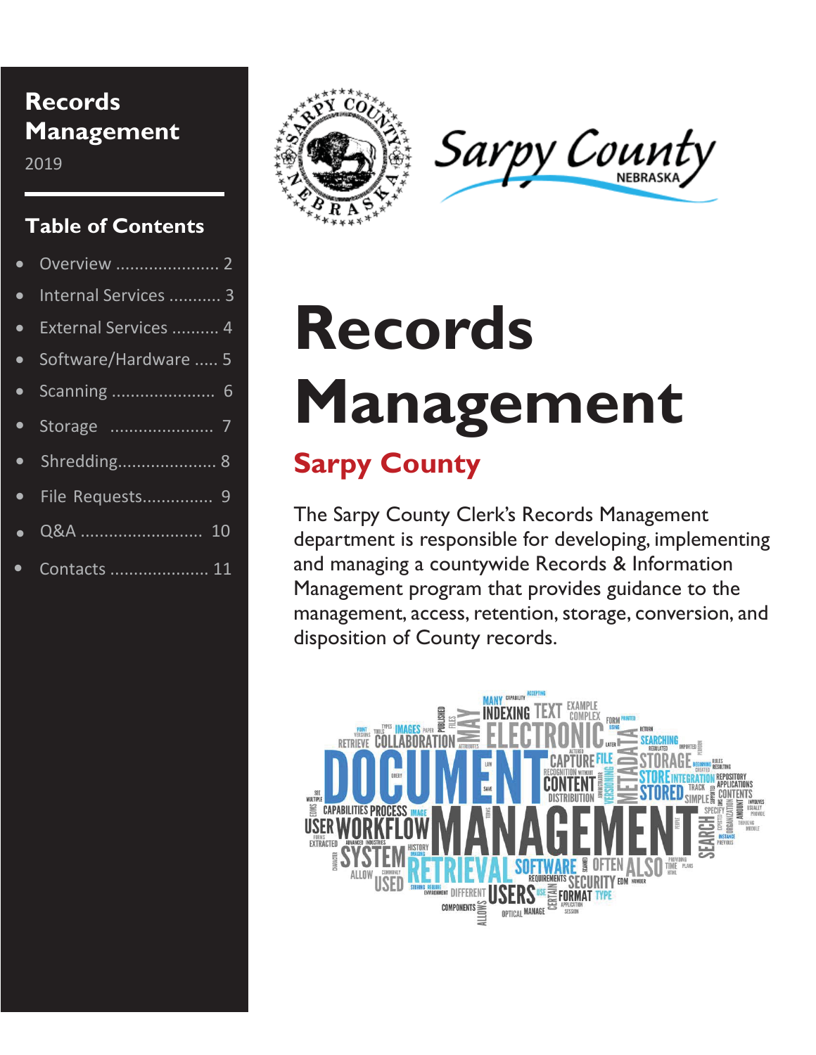# Records Management

2019

## Table of Contents

- Overview ...................... 2
- Internal Services ........... 3
- External Services .......... 4
- Software/Hardware ..... 5
- Scanning ..................... 6
- Storage ..................... 7
- Shredding.................... 8
- File Requests............... 9
- Q&A .......................... 10
- Contacts ..................... 11

Sarpy County NEBRASKA

# Records Management

## Sarpy County

The Sarpy County Clerk's Records Management department is responsible for developing, implementing and managing a countywide Records & Information Management program that provides guidance to the management, access, retention, storage, conversion, and disposition of County records.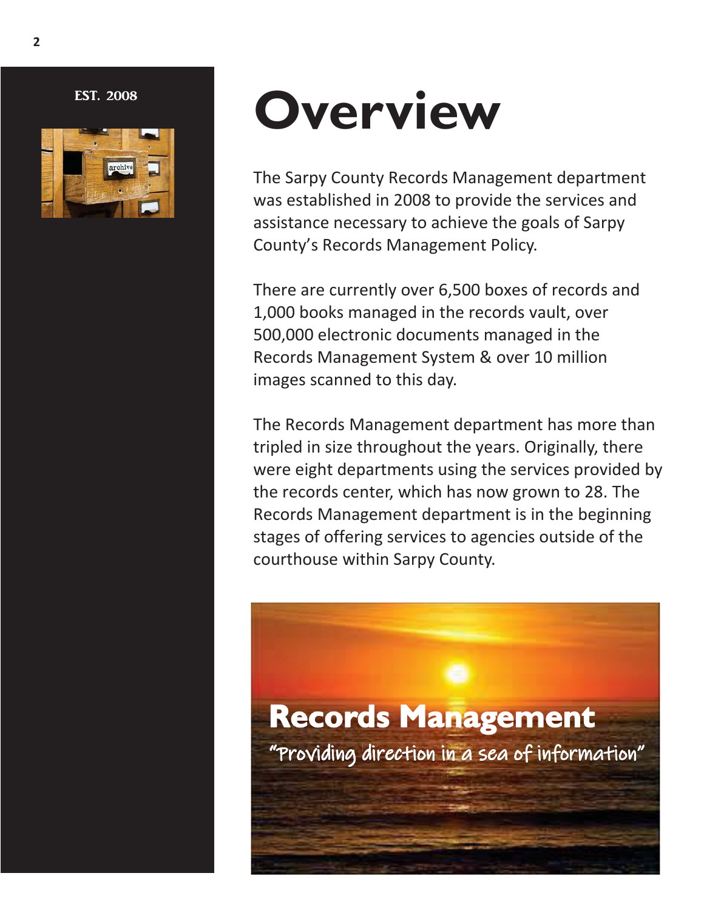EST. 2008

# Overview

The Sarpy County Records Management department was established in 2008 to provide the services and assistance necessary to achieve the goals of Sarpy County's Records Management Policy.

There are currently over 6,500 boxes of records and 1,000 books managed in the records vault, over 500,000 electronic documents managed in the Records Management System & over 10 million images scanned to this day.

The Records Management department has more than tripled in size throughout the years. Originally, there were eight departments using the services provided by the records center, which has now grown to 28. The Records Management department is in the beginning stages of offering services to agencies outside of the courthouse within Sarpy County.

**Records Management**

"Providing direction in a sea of information"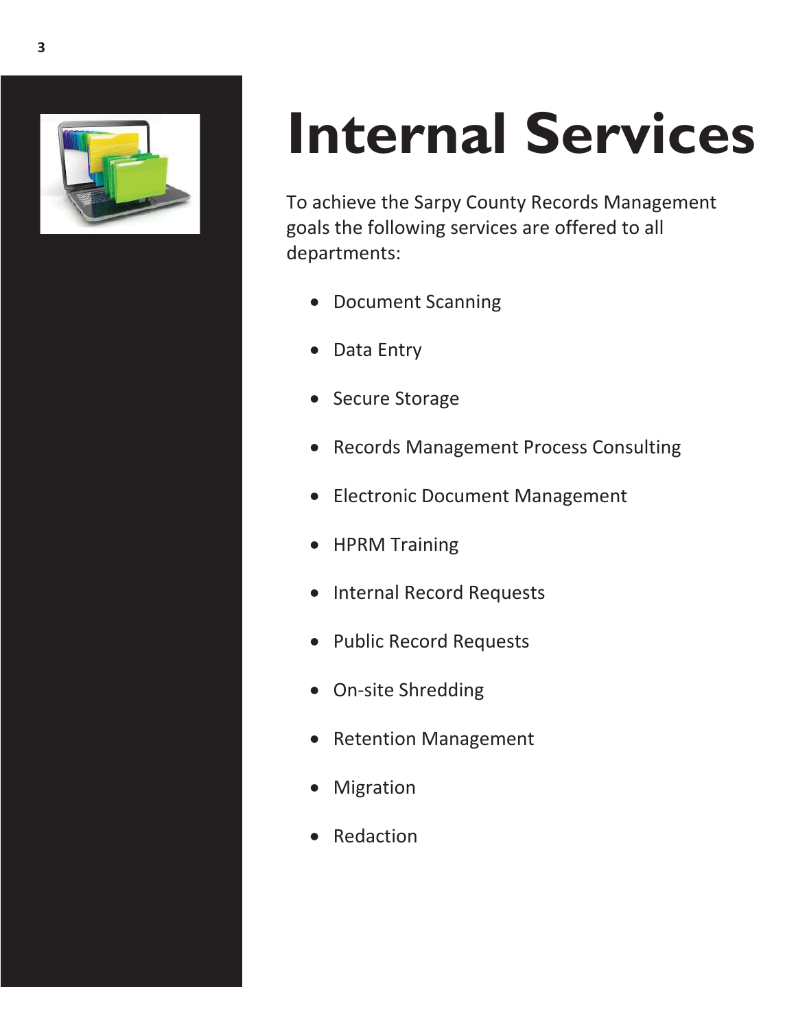# Internal Services

To achieve the Sarpy County Records Management goals the following services are offered to all departments:

- Document Scanning
- Data Entry
- Secure Storage
- Records Management Process Consulting
- Electronic Document Management
- HPRM Training
- Internal Record Requests
- Public Record Requests
- On-site Shredding
- Retention Management
- Migration
- Redaction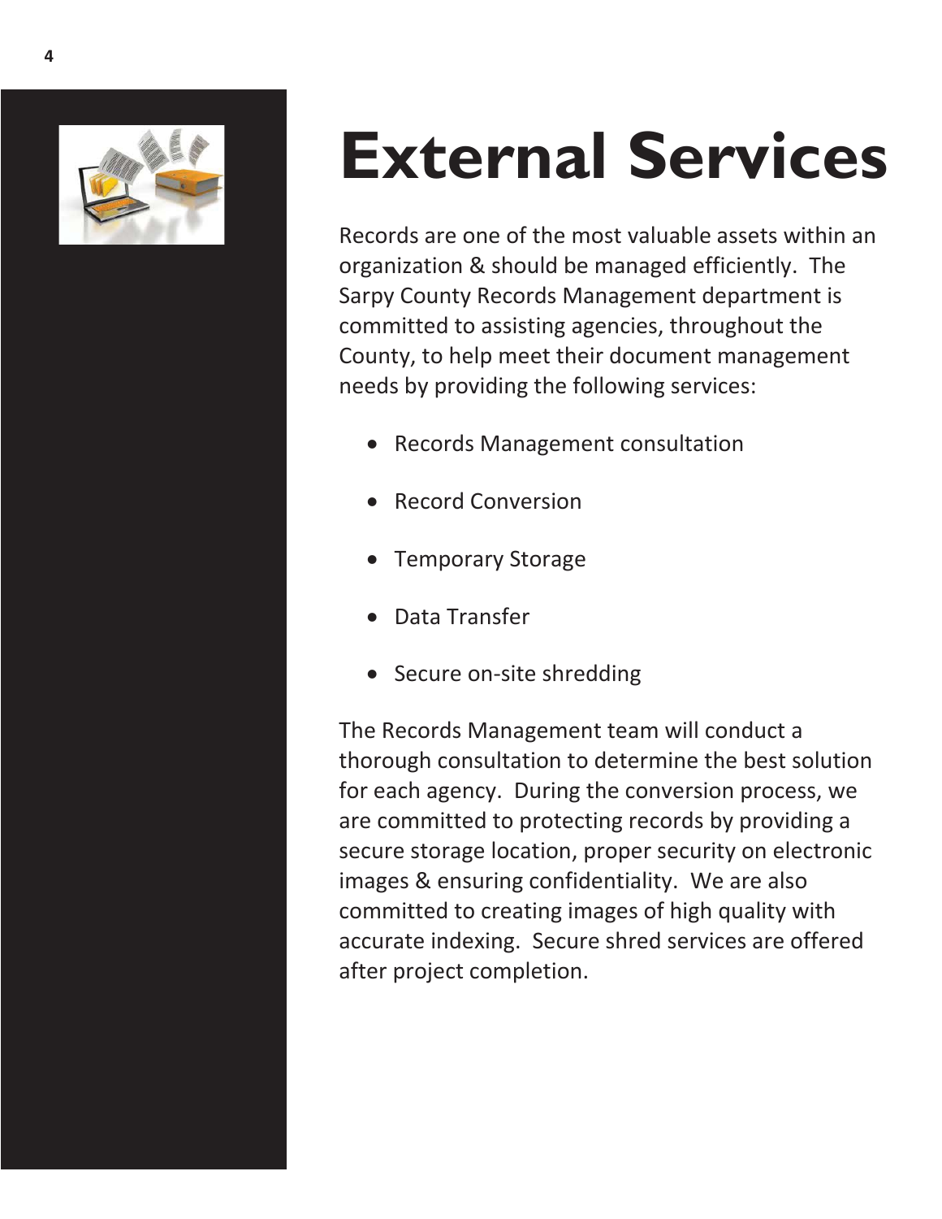# External Services

Records are one of the most valuable assets within an organization & should be managed efficiently. The Sarpy County Records Management department is committed to assisting agencies, throughout the County, to help meet their document management needs by providing the following services:

- Records Management consultation
- Record Conversion
- Temporary Storage
- Data Transfer
- Secure on-site shredding

The Records Management team will conduct a thorough consultation to determine the best solution for each agency. During the conversion process, we are committed to protecting records by providing a secure storage location, proper security on electronic images & ensuring confidentiality. We are also committed to creating images of high quality with accurate indexing. Secure shred services are offered after project completion.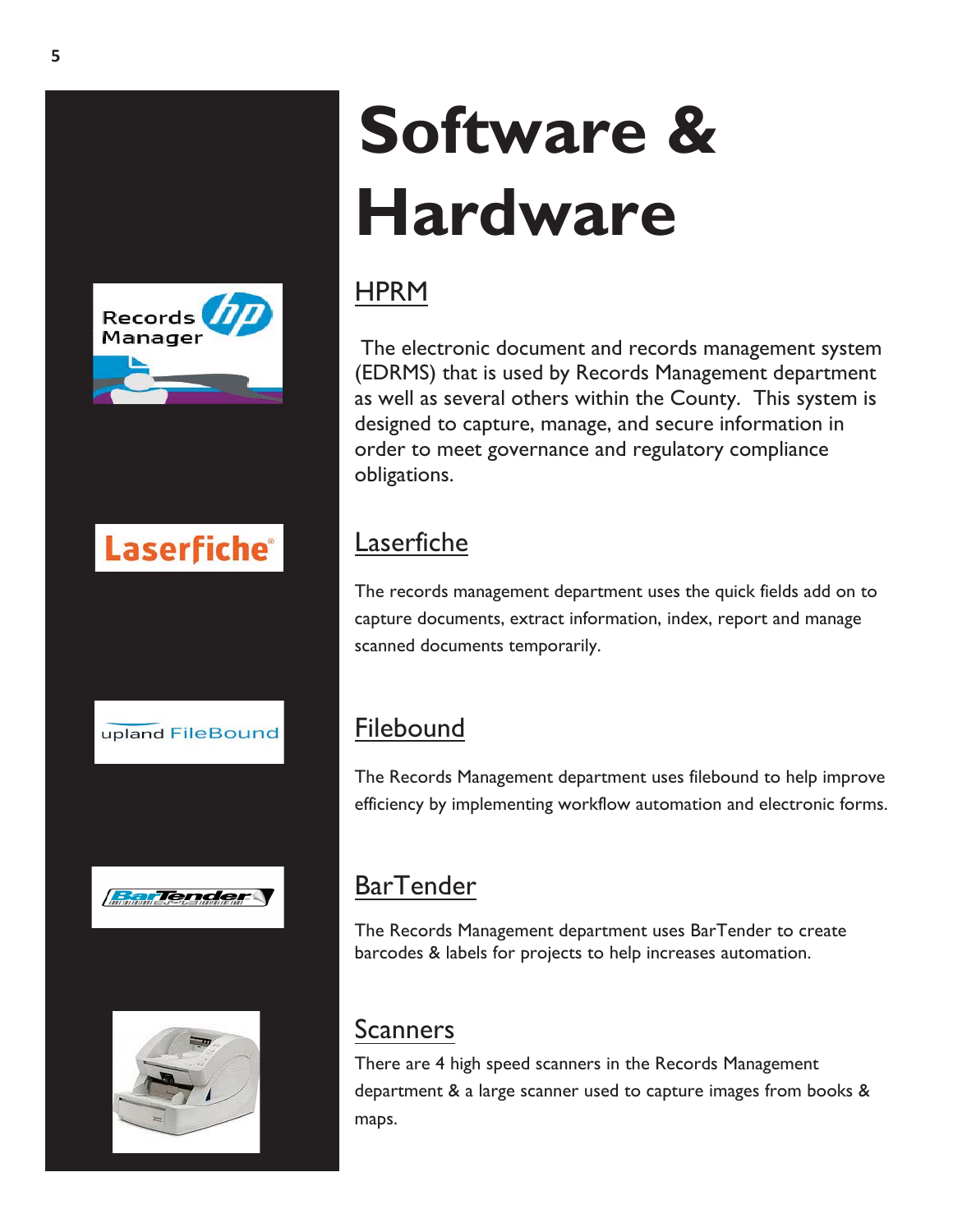# Software & Hardware

## HPRM

The electronic document and records management system (EDRMS) that is used by Records Management department as well as several others within the County. This system is designed to capture, manage, and secure information in order to meet governance and regulatory compliance obligations.

## Laserfiche

The records management department uses the quick fields add on to capture documents, extract information, index, report and manage scanned documents temporarily.

## Filebound

The Records Management department uses filebound to help improve efficiency by implementing workflow automation and electronic forms.

## BarTender

The Records Management department uses BarTender to create barcodes & labels for projects to help increases automation.

## Scanners

There are 4 high speed scanners in the Records Management department & a large scanner used to capture images from books & maps.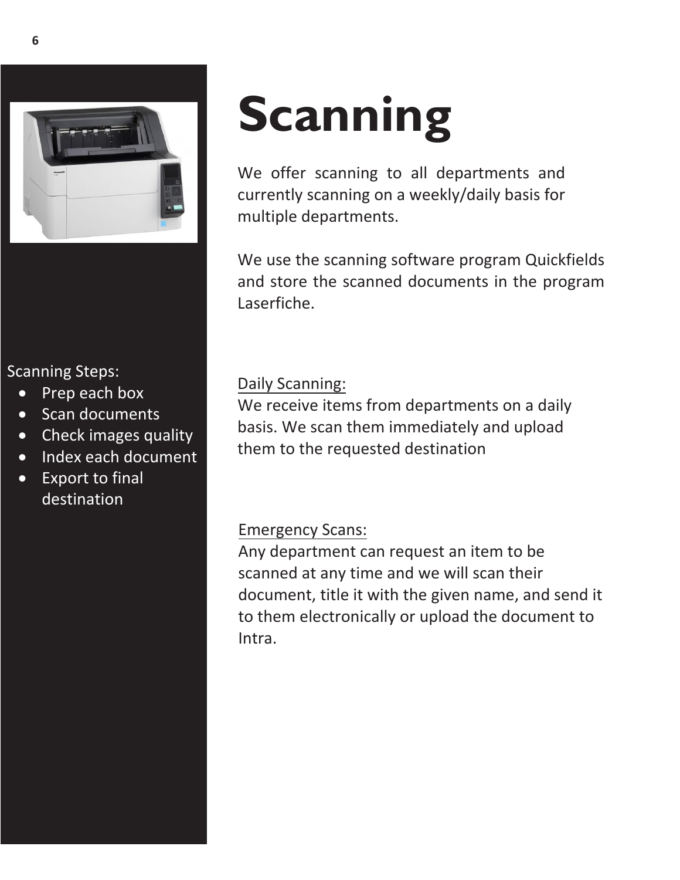# Scanning

We offer scanning to all departments and currently scanning on a weekly/daily basis for multiple departments.

We use the scanning software program Quickfields and store the scanned documents in the program Laserfiche.

Scanning Steps:

- Prep each box
- Scan documents
- Check images quality
- Index each document
- Export to final destination

Daily Scanning:

We receive items from departments on a daily basis. We scan them immediately and upload them to the requested destination

Emergency Scans:

Any department can request an item to be scanned at any time and we will scan their document, title it with the given name, and send it to them electronically or upload the document to Intra.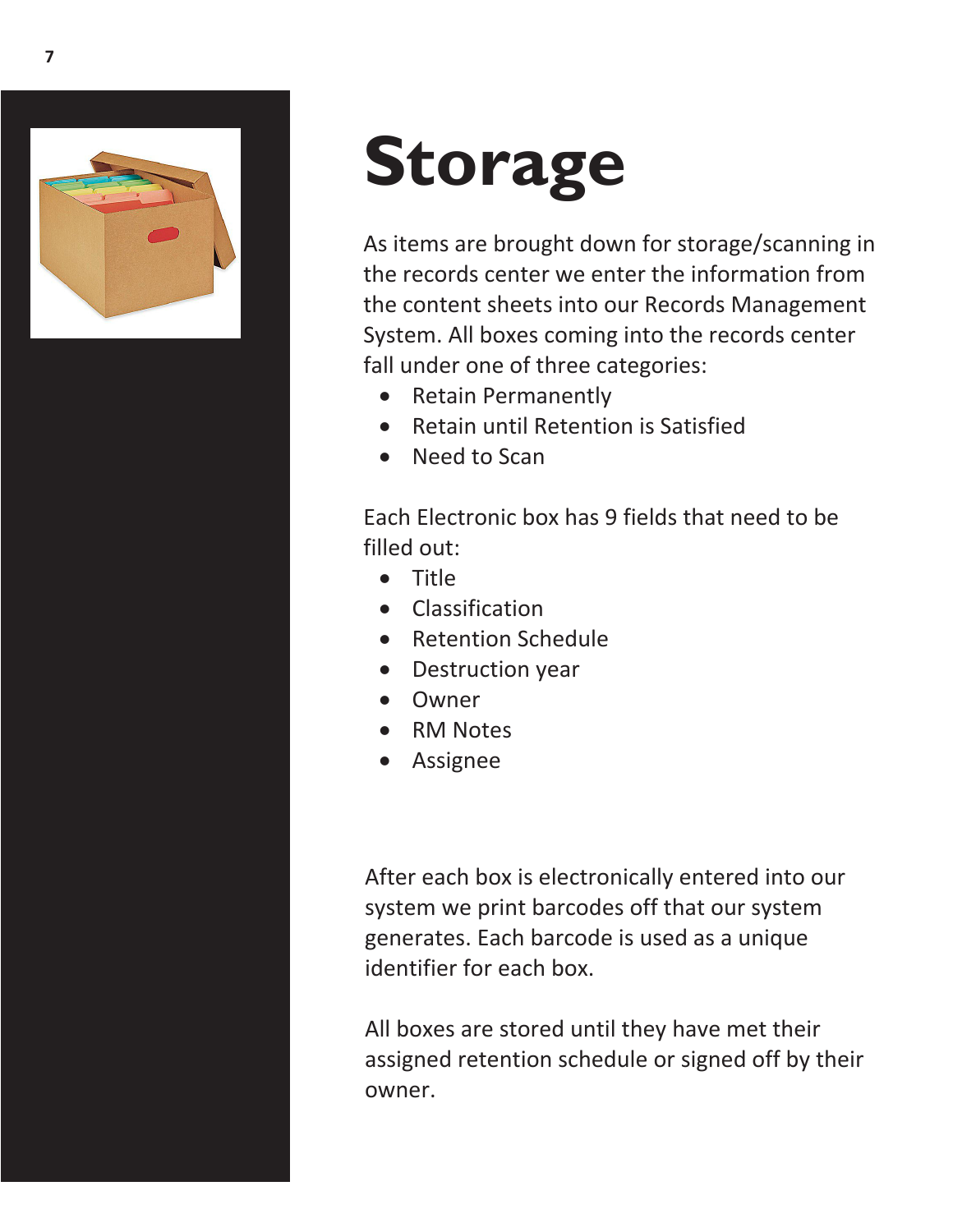# Storage

As items are brought down for storage/scanning in the records center we enter the information from the content sheets into our Records Management System. All boxes coming into the records center fall under one of three categories:

- Retain Permanently
- Retain until Retention is Satisfied
- Need to Scan

Each Electronic box has 9 fields that need to be filled out:

- Title
- Classification
- Retention Schedule
- Destruction year
- Owner
- RM Notes
- Assignee

After each box is electronically entered into our system we print barcodes off that our system generates. Each barcode is used as a unique identifier for each box.

All boxes are stored until they have met their assigned retention schedule or signed off by their owner.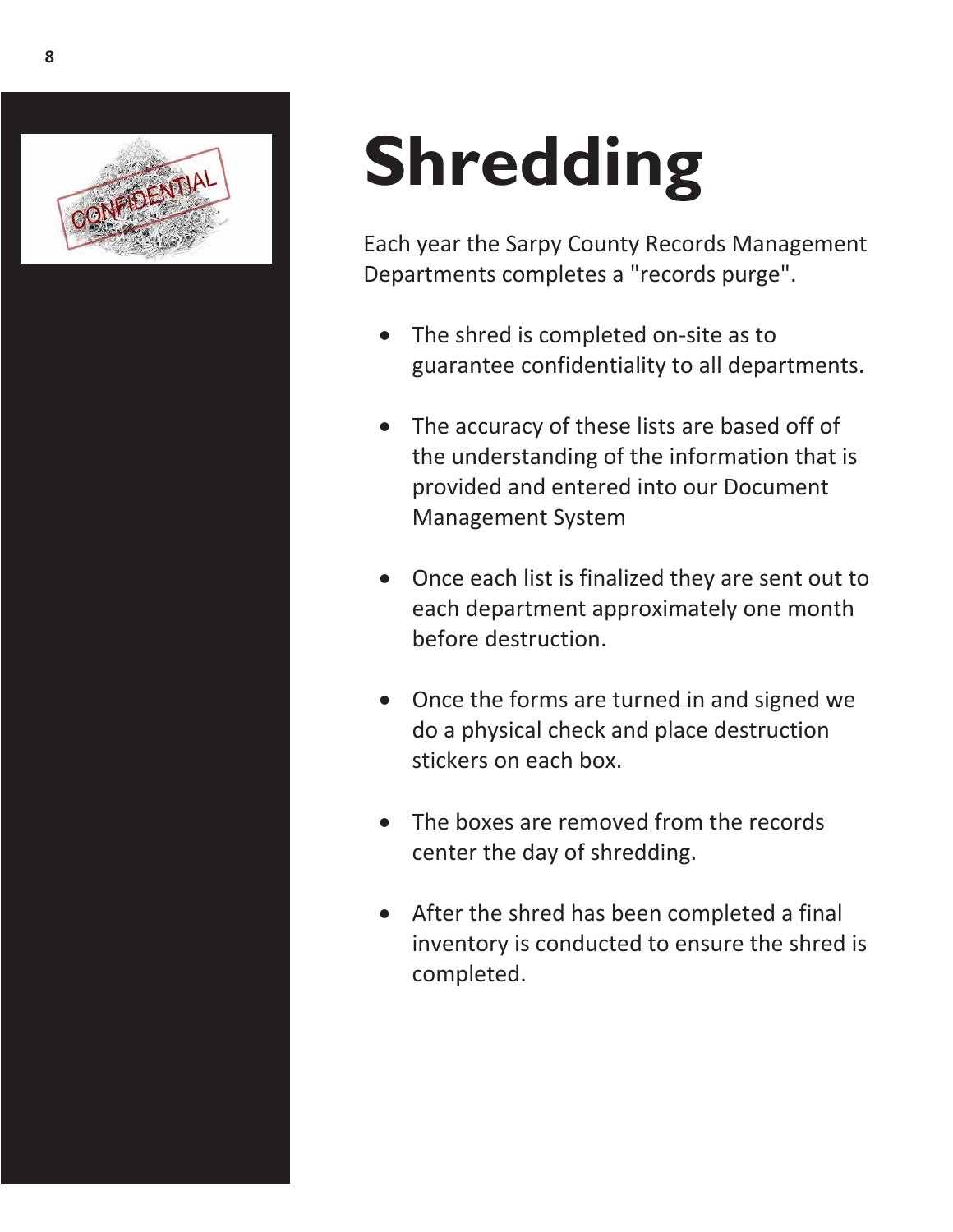# Shredding

Each year the Sarpy County Records Management Departments completes a "records purge".

- The shred is completed on-site as to guarantee confidentiality to all departments.
- The accuracy of these lists are based off of the understanding of the information that is provided and entered into our Document Management System
- Once each list is finalized they are sent out to each department approximately one month before destruction.
- Once the forms are turned in and signed we do a physical check and place destruction stickers on each box.
- The boxes are removed from the records center the day of shredding.
- After the shred has been completed a final inventory is conducted to ensure the shred is completed.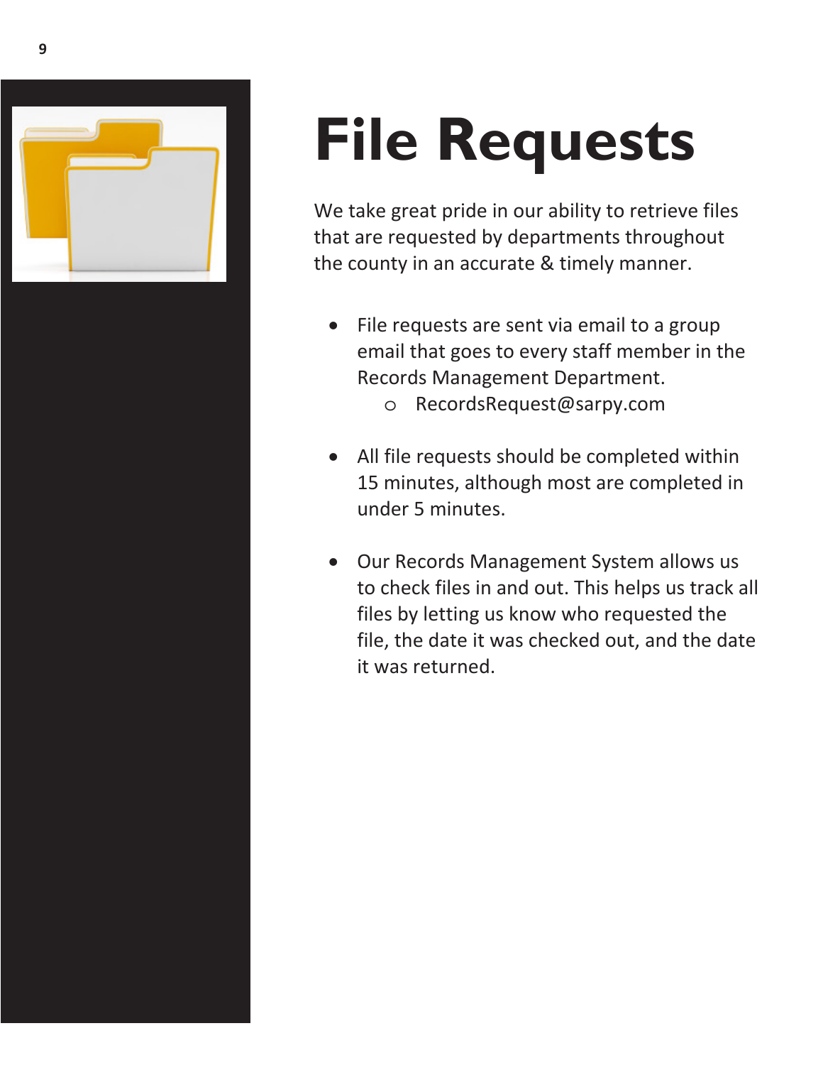# File Requests

We take great pride in our ability to retrieve files that are requested by departments throughout the county in an accurate & timely manner.

- File requests are sent via email to a group email that goes to every staff member in the Records Management Department.
  - RecordsRequest@sarpy.com

- All file requests should be completed within 15 minutes, although most are completed in under 5 minutes.

- Our Records Management System allows us to check files in and out. This helps us track all files by letting us know who requested the file, the date it was checked out, and the date it was returned.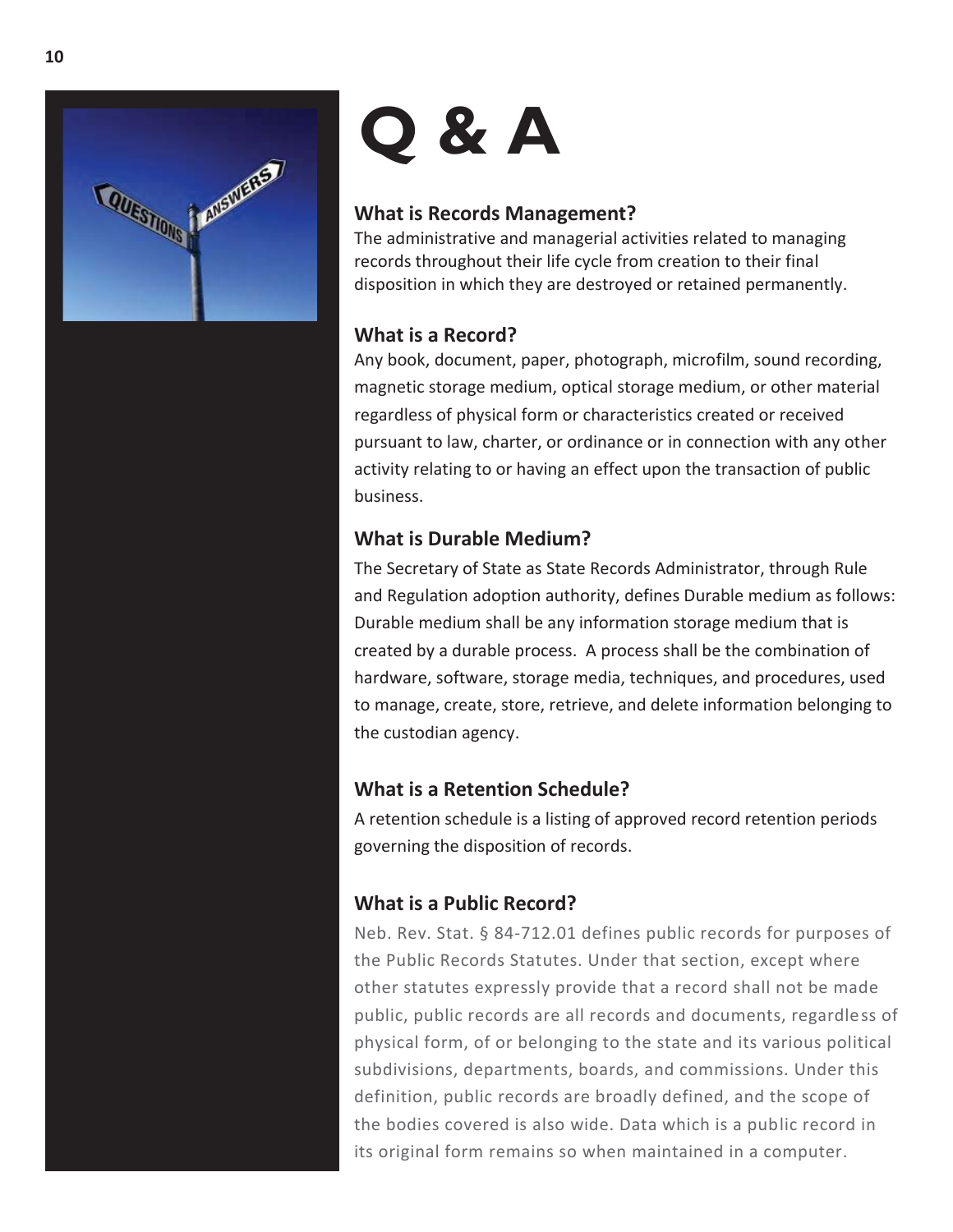# Q & A

### What is Records Management?

The administrative and managerial activities related to managing records throughout their life cycle from creation to their final disposition in which they are destroyed or retained permanently.

### What is a Record?

Any book, document, paper, photograph, microfilm, sound recording, magnetic storage medium, optical storage medium, or other material regardless of physical form or characteristics created or received pursuant to law, charter, or ordinance or in connection with any other activity relating to or having an effect upon the transaction of public business.

### What is Durable Medium?

The Secretary of State as State Records Administrator, through Rule and Regulation adoption authority, defines Durable medium as follows: Durable medium shall be any information storage medium that is created by a durable process. A process shall be the combination of hardware, software, storage media, techniques, and procedures, used to manage, create, store, retrieve, and delete information belonging to the custodian agency.

### What is a Retention Schedule?

A retention schedule is a listing of approved record retention periods governing the disposition of records.

### What is a Public Record?

Neb. Rev. Stat. § 84-712.01 defines public records for purposes of the Public Records Statutes. Under that section, except where other statutes expressly provide that a record shall not be made public, public records are all records and documents, regardless of physical form, of or belonging to the state and its various political subdivisions, departments, boards, and commissions. Under this definition, public records are broadly defined, and the scope of the bodies covered is also wide. Data which is a public record in its original form remains so when maintained in a computer.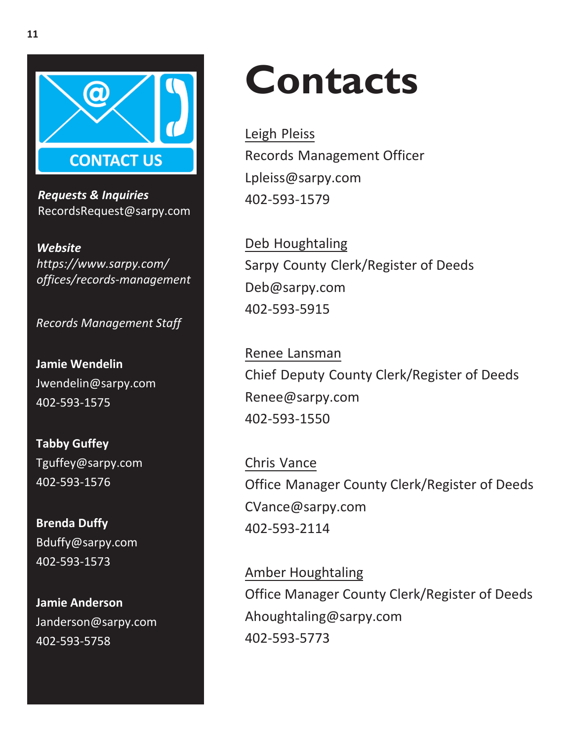CONTACT US

***Requests & Inquiries***
RecordsRequest@sarpy.com

***Website***
*https://www.sarpy.com/offices/records-management*

*Records Management Staff*

**Jamie Wendelin**
Jwendelin@sarpy.com
402-593-1575

**Tabby Guffey**
Tguffey@sarpy.com
402-593-1576

**Brenda Duffy**
Bduffy@sarpy.com
402-593-1573

**Jamie Anderson**
Janderson@sarpy.com
402-593-5758

# Contacts

<u>Leigh Pleiss</u>
Records Management Officer
Lpleiss@sarpy.com
402-593-1579

<u>Deb Houghtaling</u>
Sarpy County Clerk/Register of Deeds
Deb@sarpy.com
402-593-5915

<u>Renee Lansman</u>
Chief Deputy County Clerk/Register of Deeds
Renee@sarpy.com
402-593-1550

<u>Chris Vance</u>
Office Manager County Clerk/Register of Deeds
CVance@sarpy.com
402-593-2114

<u>Amber Houghtaling</u>
Office Manager County Clerk/Register of Deeds
Ahoughtaling@sarpy.com
402-593-5773